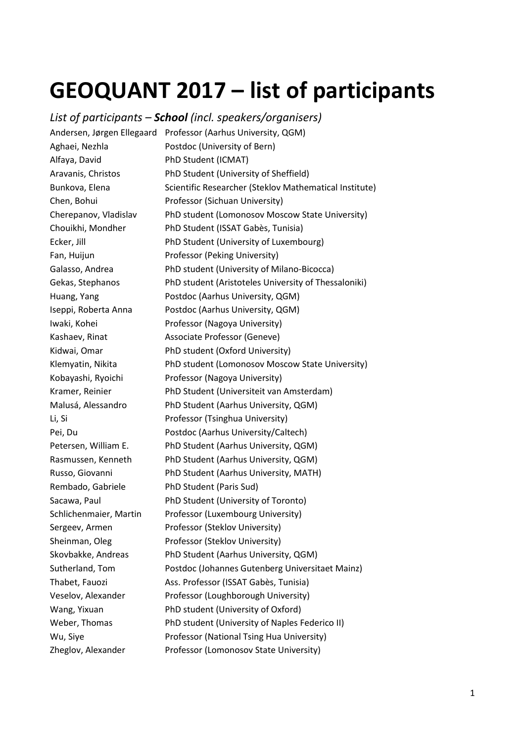# GEOQUANT 2017 – list of participants

*List of participants – **School** (incl. speakers/organisers)*

| | |
|---|---|
| Andersen, Jørgen Ellegaard | Professor (Aarhus University, QGM) |
| Aghaei, Nezhla | Postdoc (University of Bern) |
| Alfaya, David | PhD Student (ICMAT) |
| Aravanis, Christos | PhD Student (University of Sheffield) |
| Bunkova, Elena | Scientific Researcher (Steklov Mathematical Institute) |
| Chen, Bohui | Professor (Sichuan University) |
| Cherepanov, Vladislav | PhD student (Lomonosov Moscow State University) |
| Chouikhi, Mondher | PhD Student (ISSAT Gabès, Tunisia) |
| Ecker, Jill | PhD Student (University of Luxembourg) |
| Fan, Huijun | Professor (Peking University) |
| Galasso, Andrea | PhD student (University of Milano-Bicocca) |
| Gekas, Stephanos | PhD student (Aristoteles University of Thessaloniki) |
| Huang, Yang | Postdoc (Aarhus University, QGM) |
| Iseppi, Roberta Anna | Postdoc (Aarhus University, QGM) |
| Iwaki, Kohei | Professor (Nagoya University) |
| Kashaev, Rinat | Associate Professor (Geneve) |
| Kidwai, Omar | PhD student (Oxford University) |
| Klemyatin, Nikita | PhD student (Lomonosov Moscow State University) |
| Kobayashi, Ryoichi | Professor (Nagoya University) |
| Kramer, Reinier | PhD Student (Universiteit van Amsterdam) |
| Malusá, Alessandro | PhD Student (Aarhus University, QGM) |
| Li, Si | Professor (Tsinghua University) |
| Pei, Du | Postdoc (Aarhus University/Caltech) |
| Petersen, William E. | PhD Student (Aarhus University, QGM) |
| Rasmussen, Kenneth | PhD Student (Aarhus University, QGM) |
| Russo, Giovanni | PhD Student (Aarhus University, MATH) |
| Rembado, Gabriele | PhD Student (Paris Sud) |
| Sacawa, Paul | PhD Student (University of Toronto) |
| Schlichenmaier, Martin | Professor (Luxembourg University) |
| Sergeev, Armen | Professor (Steklov University) |
| Sheinman, Oleg | Professor (Steklov University) |
| Skovbakke, Andreas | PhD Student (Aarhus University, QGM) |
| Sutherland, Tom | Postdoc (Johannes Gutenberg Universitaet Mainz) |
| Thabet, Fauozi | Ass. Professor (ISSAT Gabès, Tunisia) |
| Veselov, Alexander | Professor (Loughborough University) |
| Wang, Yixuan | PhD student (University of Oxford) |
| Weber, Thomas | PhD student (University of Naples Federico II) |
| Wu, Siye | Professor (National Tsing Hua University) |
| Zheglov, Alexander | Professor (Lomonosov State University) |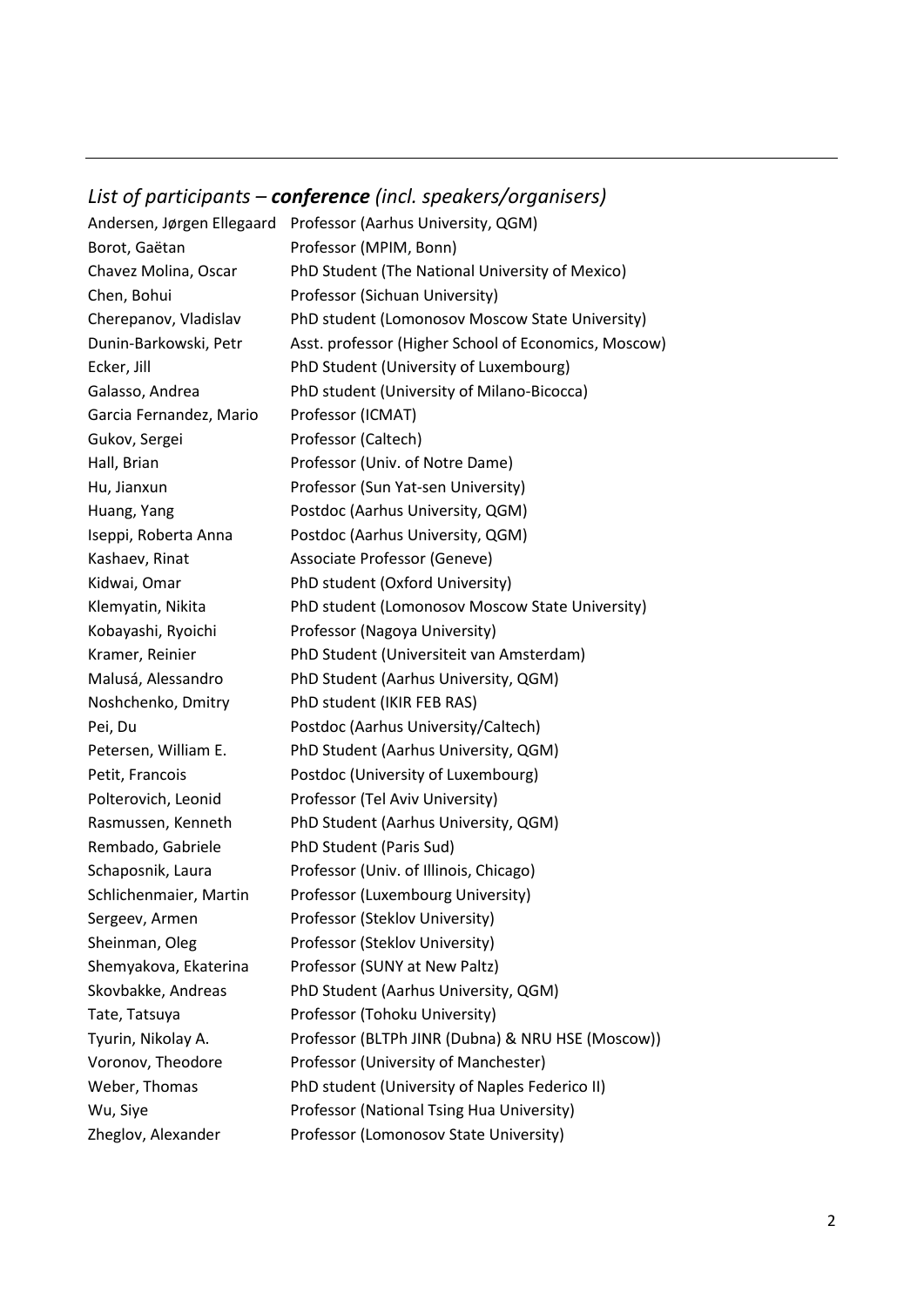## *List of participants – **conference** (incl. speakers/organisers)*

| | |
|---|---|
| Andersen, Jørgen Ellegaard | Professor (Aarhus University, QGM) |
| Borot, Gaëtan | Professor (MPIM, Bonn) |
| Chavez Molina, Oscar | PhD Student (The National University of Mexico) |
| Chen, Bohui | Professor (Sichuan University) |
| Cherepanov, Vladislav | PhD student (Lomonosov Moscow State University) |
| Dunin-Barkowski, Petr | Asst. professor (Higher School of Economics, Moscow) |
| Ecker, Jill | PhD Student (University of Luxembourg) |
| Galasso, Andrea | PhD student (University of Milano-Bicocca) |
| Garcia Fernandez, Mario | Professor (ICMAT) |
| Gukov, Sergei | Professor (Caltech) |
| Hall, Brian | Professor (Univ. of Notre Dame) |
| Hu, Jianxun | Professor (Sun Yat-sen University) |
| Huang, Yang | Postdoc (Aarhus University, QGM) |
| Iseppi, Roberta Anna | Postdoc (Aarhus University, QGM) |
| Kashaev, Rinat | Associate Professor (Geneve) |
| Kidwai, Omar | PhD student (Oxford University) |
| Klemyatin, Nikita | PhD student (Lomonosov Moscow State University) |
| Kobayashi, Ryoichi | Professor (Nagoya University) |
| Kramer, Reinier | PhD Student (Universiteit van Amsterdam) |
| Malusá, Alessandro | PhD Student (Aarhus University, QGM) |
| Noshchenko, Dmitry | PhD student (IKIR FEB RAS) |
| Pei, Du | Postdoc (Aarhus University/Caltech) |
| Petersen, William E. | PhD Student (Aarhus University, QGM) |
| Petit, Francois | Postdoc (University of Luxembourg) |
| Polterovich, Leonid | Professor (Tel Aviv University) |
| Rasmussen, Kenneth | PhD Student (Aarhus University, QGM) |
| Rembado, Gabriele | PhD Student (Paris Sud) |
| Schaposnik, Laura | Professor (Univ. of Illinois, Chicago) |
| Schlichenmaier, Martin | Professor (Luxembourg University) |
| Sergeev, Armen | Professor (Steklov University) |
| Sheinman, Oleg | Professor (Steklov University) |
| Shemyakova, Ekaterina | Professor (SUNY at New Paltz) |
| Skovbakke, Andreas | PhD Student (Aarhus University, QGM) |
| Tate, Tatsuya | Professor (Tohoku University) |
| Tyurin, Nikolay A. | Professor (BLTPh JINR (Dubna) & NRU HSE (Moscow)) |
| Voronov, Theodore | Professor (University of Manchester) |
| Weber, Thomas | PhD student (University of Naples Federico II) |
| Wu, Siye | Professor (National Tsing Hua University) |
| Zheglov, Alexander | Professor (Lomonosov State University) |